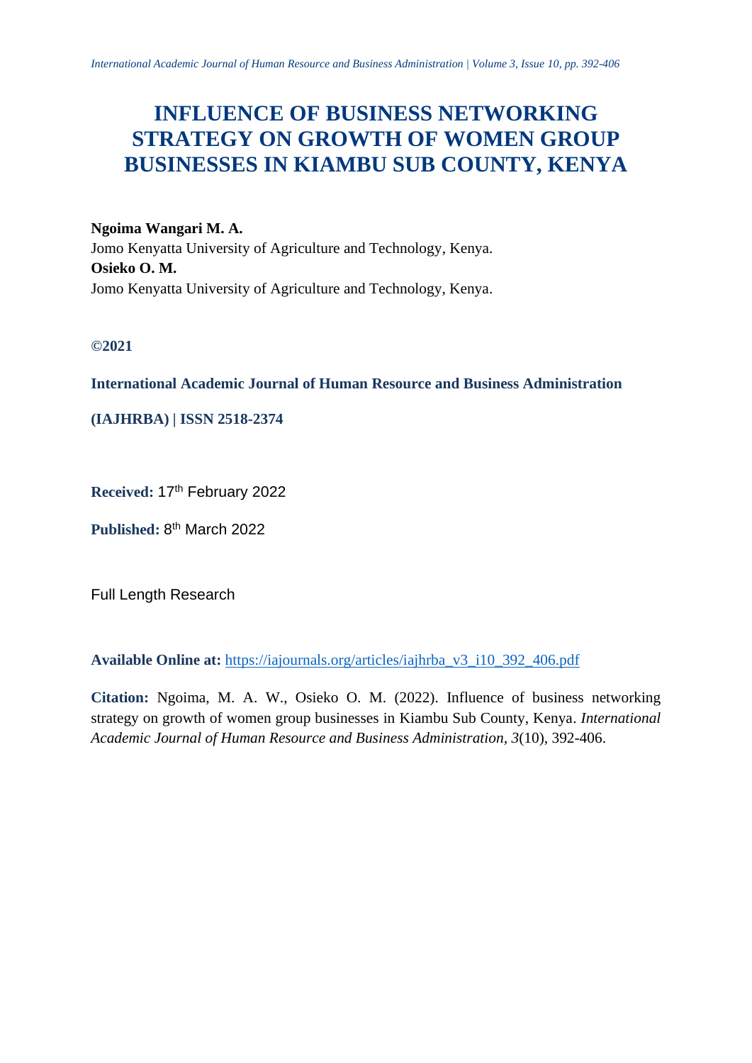# INFLUENCE OF BUSINESS NETWORKING STRATEGY ON GROWTH OF WOMEN GROUP BUSINESSES IN KIAMBU SUB COUNTY, KENYA

**Ngoima Wangari M. A.**
Jomo Kenyatta University of Agriculture and Technology, Kenya.
**Osieko O. M.**
Jomo Kenyatta University of Agriculture and Technology, Kenya.

**©2021**

**International Academic Journal of Human Resource and Business Administration**

**(IAJHRBA) | ISSN 2518-2374**

**Received:** 17th February 2022

**Published:** 8th March 2022

Full Length Research

**Available Online at:** https://iajournals.org/articles/iajhrba_v3_i10_392_406.pdf

**Citation:** Ngoima, M. A. W., Osieko O. M. (2022). Influence of business networking strategy on growth of women group businesses in Kiambu Sub County, Kenya. *International Academic Journal of Human Resource and Business Administration, 3*(10), 392-406.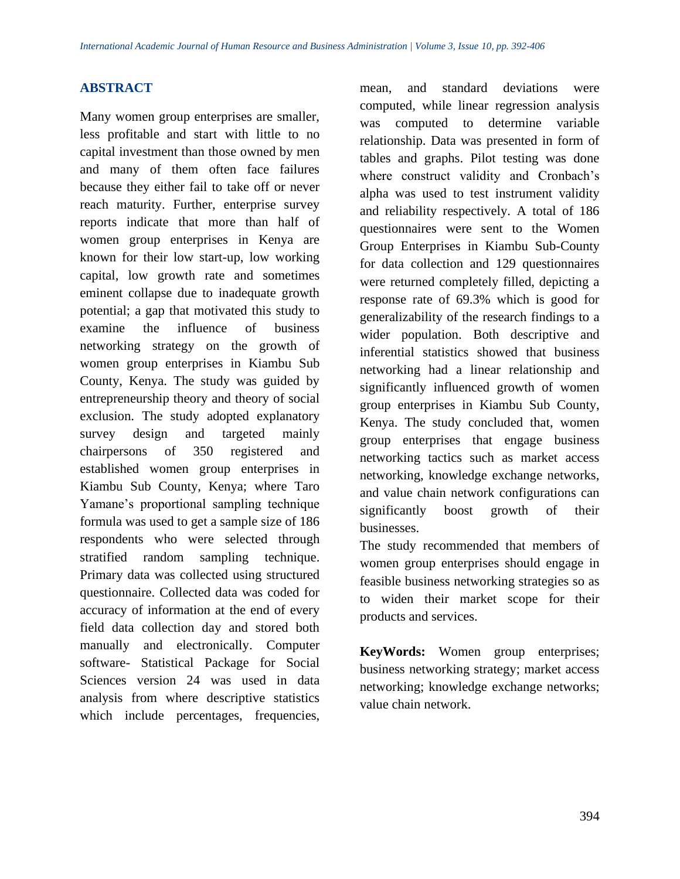## ABSTRACT

Many women group enterprises are smaller, less profitable and start with little to no capital investment than those owned by men and many of them often face failures because they either fail to take off or never reach maturity. Further, enterprise survey reports indicate that more than half of women group enterprises in Kenya are known for their low start-up, low working capital, low growth rate and sometimes eminent collapse due to inadequate growth potential; a gap that motivated this study to examine the influence of business networking strategy on the growth of women group enterprises in Kiambu Sub County, Kenya. The study was guided by entrepreneurship theory and theory of social exclusion. The study adopted explanatory survey design and targeted mainly chairpersons of 350 registered and established women group enterprises in Kiambu Sub County, Kenya; where Taro Yamane's proportional sampling technique formula was used to get a sample size of 186 respondents who were selected through stratified random sampling technique. Primary data was collected using structured questionnaire. Collected data was coded for accuracy of information at the end of every field data collection day and stored both manually and electronically. Computer software- Statistical Package for Social Sciences version 24 was used in data analysis from where descriptive statistics which include percentages, frequencies, mean, and standard deviations were computed, while linear regression analysis was computed to determine variable relationship. Data was presented in form of tables and graphs. Pilot testing was done where construct validity and Cronbach's alpha was used to test instrument validity and reliability respectively. A total of 186 questionnaires were sent to the Women Group Enterprises in Kiambu Sub-County for data collection and 129 questionnaires were returned completely filled, depicting a response rate of 69.3% which is good for generalizability of the research findings to a wider population. Both descriptive and inferential statistics showed that business networking had a linear relationship and significantly influenced growth of women group enterprises in Kiambu Sub County, Kenya. The study concluded that, women group enterprises that engage business networking tactics such as market access networking, knowledge exchange networks, and value chain network configurations can significantly boost growth of their businesses.

The study recommended that members of women group enterprises should engage in feasible business networking strategies so as to widen their market scope for their products and services.

**KeyWords:** Women group enterprises; business networking strategy; market access networking; knowledge exchange networks; value chain network.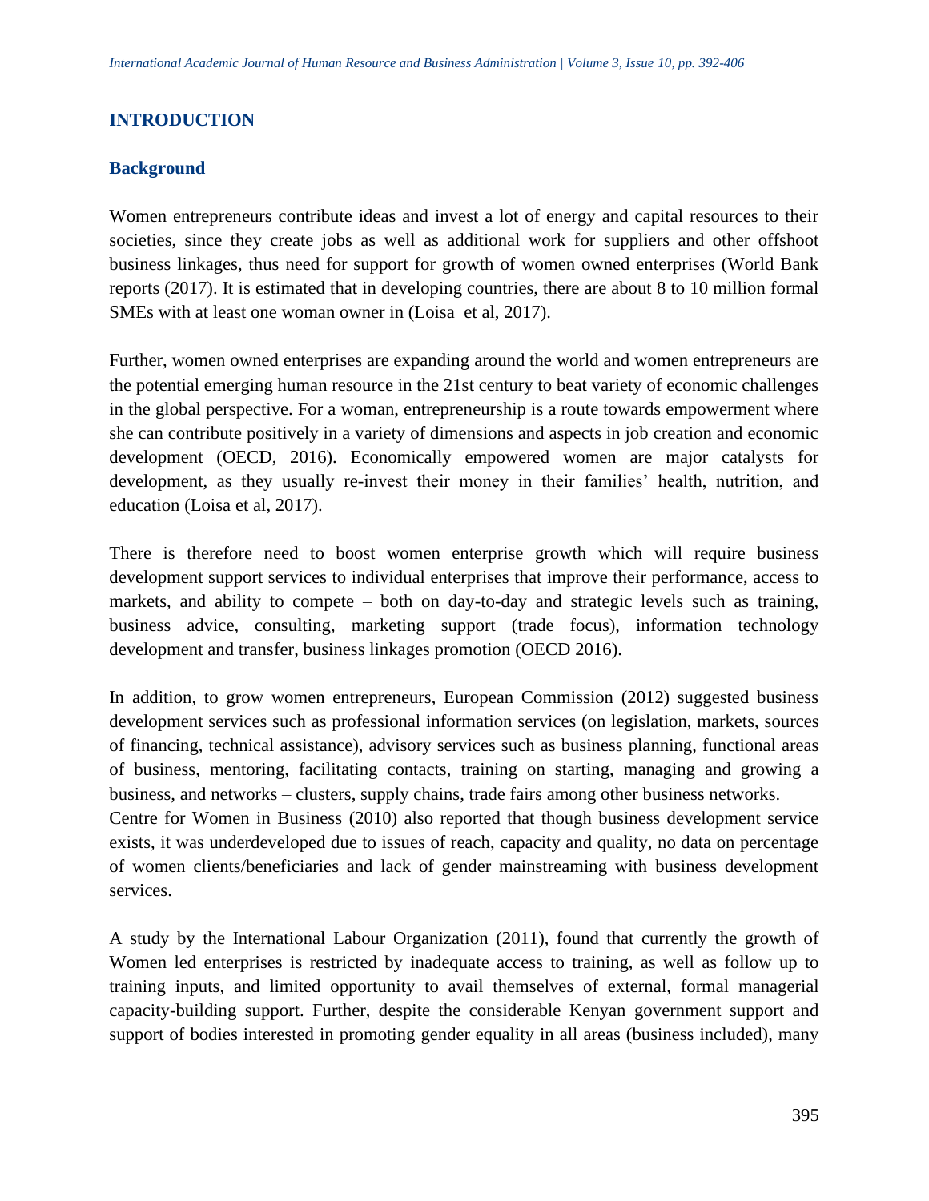## INTRODUCTION

### Background

Women entrepreneurs contribute ideas and invest a lot of energy and capital resources to their societies, since they create jobs as well as additional work for suppliers and other offshoot business linkages, thus need for support for growth of women owned enterprises (World Bank reports (2017). It is estimated that in developing countries, there are about 8 to 10 million formal SMEs with at least one woman owner in (Loisa et al, 2017).

Further, women owned enterprises are expanding around the world and women entrepreneurs are the potential emerging human resource in the 21st century to beat variety of economic challenges in the global perspective. For a woman, entrepreneurship is a route towards empowerment where she can contribute positively in a variety of dimensions and aspects in job creation and economic development (OECD, 2016). Economically empowered women are major catalysts for development, as they usually re-invest their money in their families' health, nutrition, and education (Loisa et al, 2017).

There is therefore need to boost women enterprise growth which will require business development support services to individual enterprises that improve their performance, access to markets, and ability to compete – both on day-to-day and strategic levels such as training, business advice, consulting, marketing support (trade focus), information technology development and transfer, business linkages promotion (OECD 2016).

In addition, to grow women entrepreneurs, European Commission (2012) suggested business development services such as professional information services (on legislation, markets, sources of financing, technical assistance), advisory services such as business planning, functional areas of business, mentoring, facilitating contacts, training on starting, managing and growing a business, and networks – clusters, supply chains, trade fairs among other business networks.
Centre for Women in Business (2010) also reported that though business development service exists, it was underdeveloped due to issues of reach, capacity and quality, no data on percentage of women clients/beneficiaries and lack of gender mainstreaming with business development services.

A study by the International Labour Organization (2011), found that currently the growth of Women led enterprises is restricted by inadequate access to training, as well as follow up to training inputs, and limited opportunity to avail themselves of external, formal managerial capacity-building support. Further, despite the considerable Kenyan government support and support of bodies interested in promoting gender equality in all areas (business included), many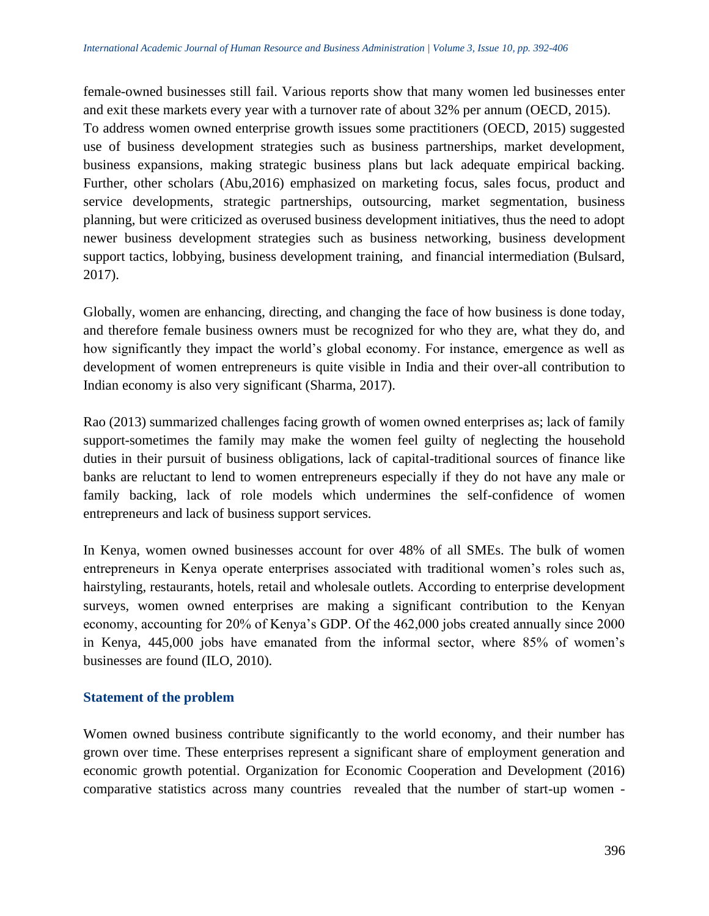female-owned businesses still fail. Various reports show that many women led businesses enter and exit these markets every year with a turnover rate of about 32% per annum (OECD, 2015). To address women owned enterprise growth issues some practitioners (OECD, 2015) suggested use of business development strategies such as business partnerships, market development, business expansions, making strategic business plans but lack adequate empirical backing. Further, other scholars (Abu,2016) emphasized on marketing focus, sales focus, product and service developments, strategic partnerships, outsourcing, market segmentation, business planning, but were criticized as overused business development initiatives, thus the need to adopt newer business development strategies such as business networking, business development support tactics, lobbying, business development training, and financial intermediation (Bulsard, 2017).

Globally, women are enhancing, directing, and changing the face of how business is done today, and therefore female business owners must be recognized for who they are, what they do, and how significantly they impact the world's global economy. For instance, emergence as well as development of women entrepreneurs is quite visible in India and their over-all contribution to Indian economy is also very significant (Sharma, 2017).

Rao (2013) summarized challenges facing growth of women owned enterprises as; lack of family support-sometimes the family may make the women feel guilty of neglecting the household duties in their pursuit of business obligations, lack of capital-traditional sources of finance like banks are reluctant to lend to women entrepreneurs especially if they do not have any male or family backing, lack of role models which undermines the self-confidence of women entrepreneurs and lack of business support services.

In Kenya, women owned businesses account for over 48% of all SMEs. The bulk of women entrepreneurs in Kenya operate enterprises associated with traditional women's roles such as, hairstyling, restaurants, hotels, retail and wholesale outlets. According to enterprise development surveys, women owned enterprises are making a significant contribution to the Kenyan economy, accounting for 20% of Kenya's GDP. Of the 462,000 jobs created annually since 2000 in Kenya, 445,000 jobs have emanated from the informal sector, where 85% of women's businesses are found (ILO, 2010).

## Statement of the problem

Women owned business contribute significantly to the world economy, and their number has grown over time. These enterprises represent a significant share of employment generation and economic growth potential. Organization for Economic Cooperation and Development (2016) comparative statistics across many countries revealed that the number of start-up women -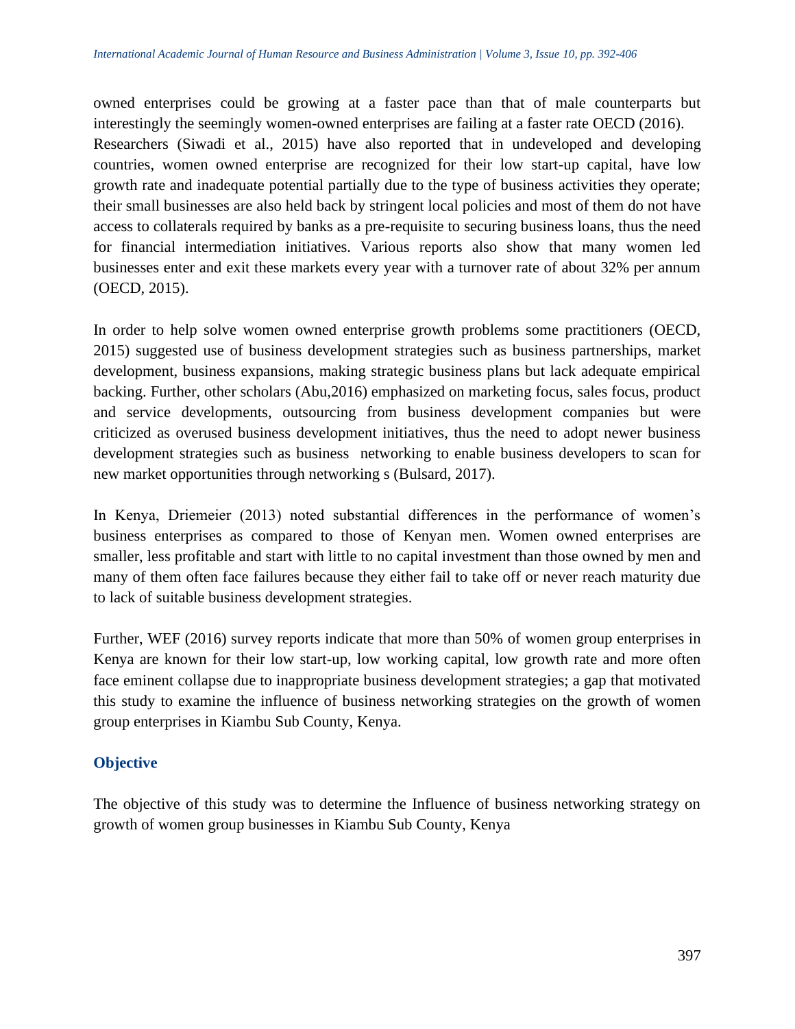owned enterprises could be growing at a faster pace than that of male counterparts but interestingly the seemingly women-owned enterprises are failing at a faster rate OECD (2016). Researchers (Siwadi et al., 2015) have also reported that in undeveloped and developing countries, women owned enterprise are recognized for their low start-up capital, have low growth rate and inadequate potential partially due to the type of business activities they operate; their small businesses are also held back by stringent local policies and most of them do not have access to collaterals required by banks as a pre-requisite to securing business loans, thus the need for financial intermediation initiatives. Various reports also show that many women led businesses enter and exit these markets every year with a turnover rate of about 32% per annum (OECD, 2015).

In order to help solve women owned enterprise growth problems some practitioners (OECD, 2015) suggested use of business development strategies such as business partnerships, market development, business expansions, making strategic business plans but lack adequate empirical backing. Further, other scholars (Abu,2016) emphasized on marketing focus, sales focus, product and service developments, outsourcing from business development companies but were criticized as overused business development initiatives, thus the need to adopt newer business development strategies such as business networking to enable business developers to scan for new market opportunities through networking s (Bulsard, 2017).

In Kenya, Driemeier (2013) noted substantial differences in the performance of women's business enterprises as compared to those of Kenyan men. Women owned enterprises are smaller, less profitable and start with little to no capital investment than those owned by men and many of them often face failures because they either fail to take off or never reach maturity due to lack of suitable business development strategies.

Further, WEF (2016) survey reports indicate that more than 50% of women group enterprises in Kenya are known for their low start-up, low working capital, low growth rate and more often face eminent collapse due to inappropriate business development strategies; a gap that motivated this study to examine the influence of business networking strategies on the growth of women group enterprises in Kiambu Sub County, Kenya.

## Objective

The objective of this study was to determine the Influence of business networking strategy on growth of women group businesses in Kiambu Sub County, Kenya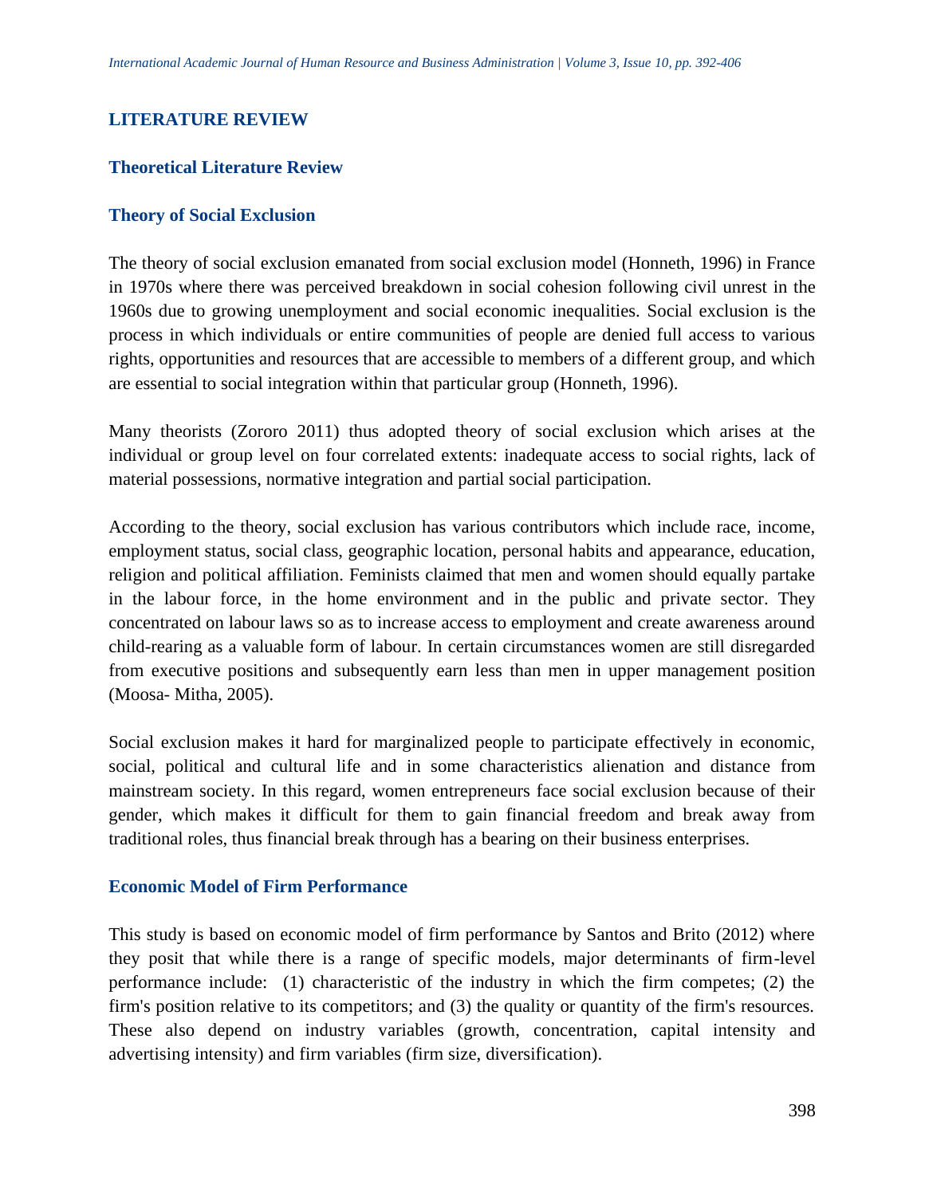## LITERATURE REVIEW

### Theoretical Literature Review

### Theory of Social Exclusion

The theory of social exclusion emanated from social exclusion model (Honneth, 1996) in France in 1970s where there was perceived breakdown in social cohesion following civil unrest in the 1960s due to growing unemployment and social economic inequalities. Social exclusion is the process in which individuals or entire communities of people are denied full access to various rights, opportunities and resources that are accessible to members of a different group, and which are essential to social integration within that particular group (Honneth, 1996).

Many theorists (Zororo 2011) thus adopted theory of social exclusion which arises at the individual or group level on four correlated extents: inadequate access to social rights, lack of material possessions, normative integration and partial social participation.

According to the theory, social exclusion has various contributors which include race, income, employment status, social class, geographic location, personal habits and appearance, education, religion and political affiliation. Feminists claimed that men and women should equally partake in the labour force, in the home environment and in the public and private sector. They concentrated on labour laws so as to increase access to employment and create awareness around child-rearing as a valuable form of labour. In certain circumstances women are still disregarded from executive positions and subsequently earn less than men in upper management position (Moosa- Mitha, 2005).

Social exclusion makes it hard for marginalized people to participate effectively in economic, social, political and cultural life and in some characteristics alienation and distance from mainstream society. In this regard, women entrepreneurs face social exclusion because of their gender, which makes it difficult for them to gain financial freedom and break away from traditional roles, thus financial break through has a bearing on their business enterprises.

### Economic Model of Firm Performance

This study is based on economic model of firm performance by Santos and Brito (2012) where they posit that while there is a range of specific models, major determinants of firm-level performance include: (1) characteristic of the industry in which the firm competes; (2) the firm's position relative to its competitors; and (3) the quality or quantity of the firm's resources. These also depend on industry variables (growth, concentration, capital intensity and advertising intensity) and firm variables (firm size, diversification).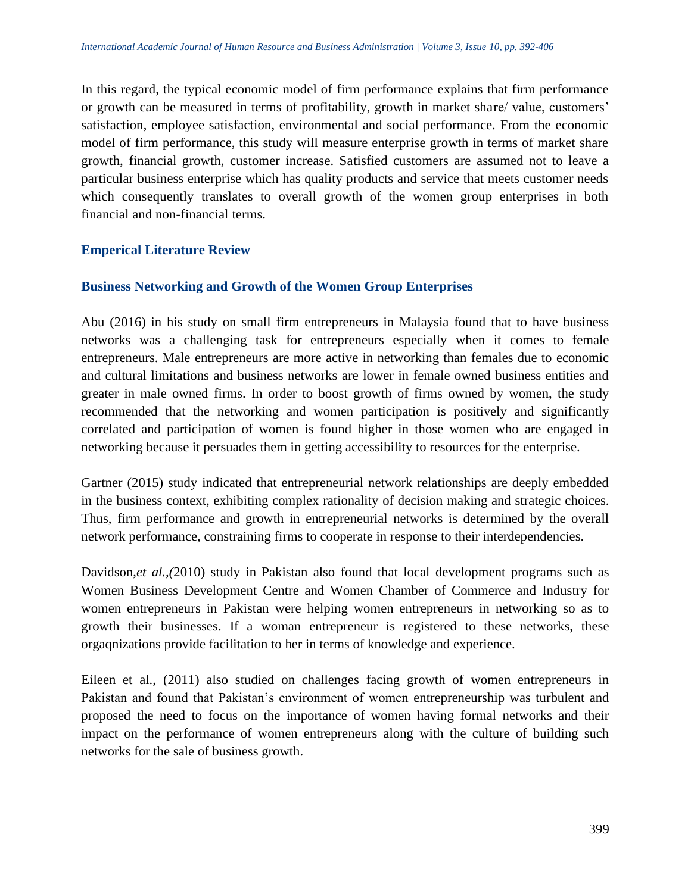In this regard, the typical economic model of firm performance explains that firm performance or growth can be measured in terms of profitability, growth in market share/ value, customers' satisfaction, employee satisfaction, environmental and social performance. From the economic model of firm performance, this study will measure enterprise growth in terms of market share growth, financial growth, customer increase. Satisfied customers are assumed not to leave a particular business enterprise which has quality products and service that meets customer needs which consequently translates to overall growth of the women group enterprises in both financial and non-financial terms.

## Emperical Literature Review

### Business Networking and Growth of the Women Group Enterprises

Abu (2016) in his study on small firm entrepreneurs in Malaysia found that to have business networks was a challenging task for entrepreneurs especially when it comes to female entrepreneurs. Male entrepreneurs are more active in networking than females due to economic and cultural limitations and business networks are lower in female owned business entities and greater in male owned firms. In order to boost growth of firms owned by women, the study recommended that the networking and women participation is positively and significantly correlated and participation of women is found higher in those women who are engaged in networking because it persuades them in getting accessibility to resources for the enterprise.

Gartner (2015) study indicated that entrepreneurial network relationships are deeply embedded in the business context, exhibiting complex rationality of decision making and strategic choices. Thus, firm performance and growth in entrepreneurial networks is determined by the overall network performance, constraining firms to cooperate in response to their interdependencies.

Davidson,*et al.*,(2010) study in Pakistan also found that local development programs such as Women Business Development Centre and Women Chamber of Commerce and Industry for women entrepreneurs in Pakistan were helping women entrepreneurs in networking so as to growth their businesses. If a woman entrepreneur is registered to these networks, these orgaqnizations provide facilitation to her in terms of knowledge and experience.

Eileen et al., (2011) also studied on challenges facing growth of women entrepreneurs in Pakistan and found that Pakistan's environment of women entrepreneurship was turbulent and proposed the need to focus on the importance of women having formal networks and their impact on the performance of women entrepreneurs along with the culture of building such networks for the sale of business growth.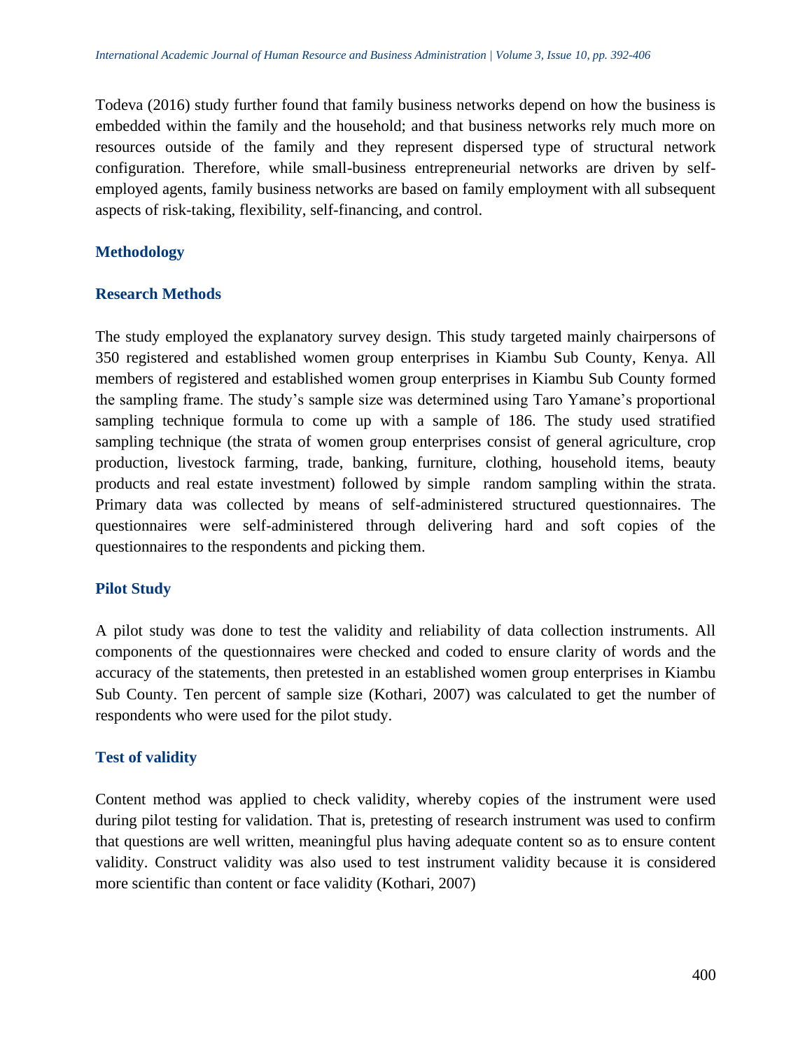Todeva (2016) study further found that family business networks depend on how the business is embedded within the family and the household; and that business networks rely much more on resources outside of the family and they represent dispersed type of structural network configuration. Therefore, while small-business entrepreneurial networks are driven by self-employed agents, family business networks are based on family employment with all subsequent aspects of risk-taking, flexibility, self-financing, and control.

## Methodology

### Research Methods

The study employed the explanatory survey design. This study targeted mainly chairpersons of 350 registered and established women group enterprises in Kiambu Sub County, Kenya. All members of registered and established women group enterprises in Kiambu Sub County formed the sampling frame. The study's sample size was determined using Taro Yamane's proportional sampling technique formula to come up with a sample of 186. The study used stratified sampling technique (the strata of women group enterprises consist of general agriculture, crop production, livestock farming, trade, banking, furniture, clothing, household items, beauty products and real estate investment) followed by simple random sampling within the strata. Primary data was collected by means of self-administered structured questionnaires. The questionnaires were self-administered through delivering hard and soft copies of the questionnaires to the respondents and picking them.

### Pilot Study

A pilot study was done to test the validity and reliability of data collection instruments. All components of the questionnaires were checked and coded to ensure clarity of words and the accuracy of the statements, then pretested in an established women group enterprises in Kiambu Sub County. Ten percent of sample size (Kothari, 2007) was calculated to get the number of respondents who were used for the pilot study.

### Test of validity

Content method was applied to check validity, whereby copies of the instrument were used during pilot testing for validation. That is, pretesting of research instrument was used to confirm that questions are well written, meaningful plus having adequate content so as to ensure content validity. Construct validity was also used to test instrument validity because it is considered more scientific than content or face validity (Kothari, 2007)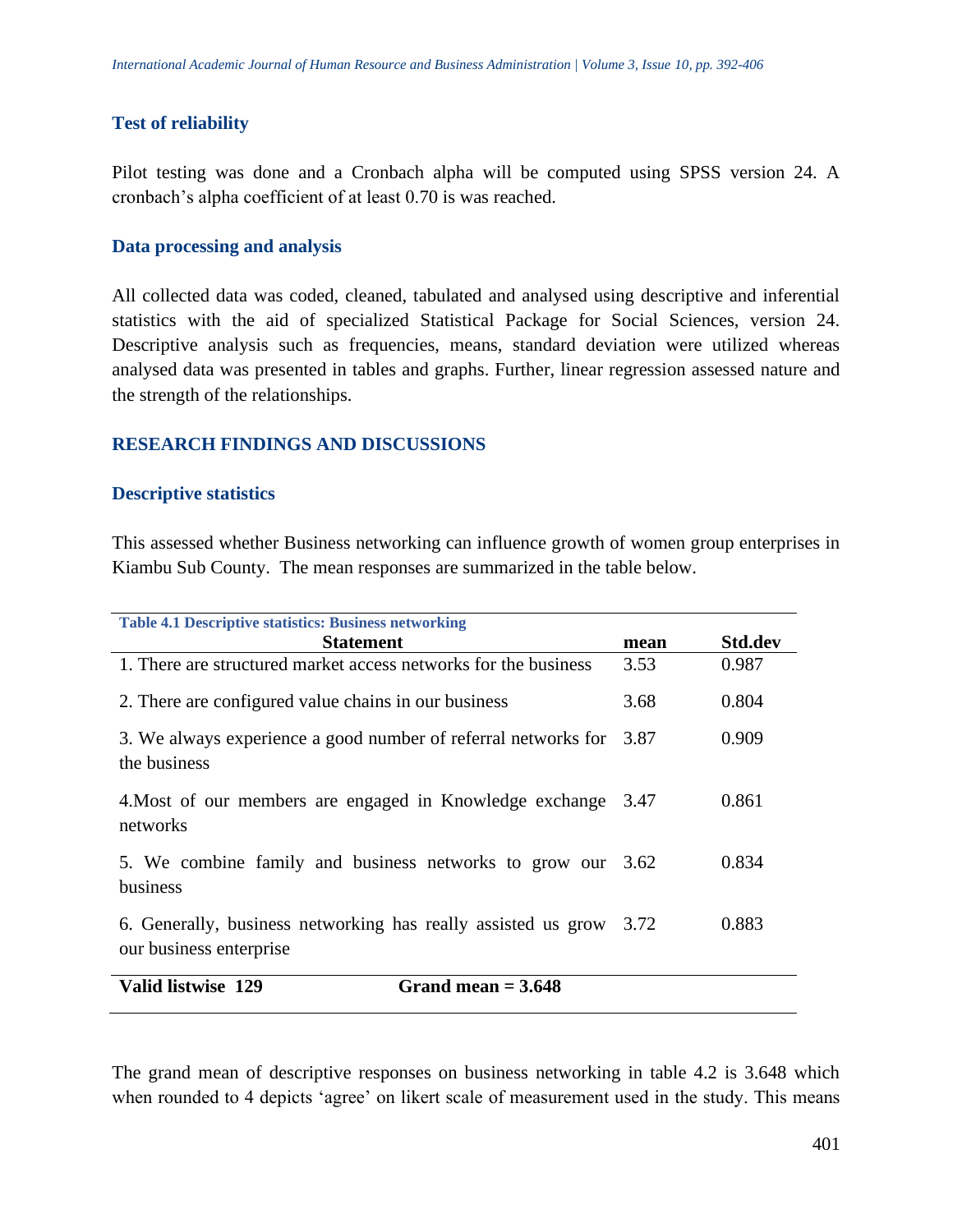### Test of reliability

Pilot testing was done and a Cronbach alpha will be computed using SPSS version 24. A cronbach's alpha coefficient of at least 0.70 is was reached.

### Data processing and analysis

All collected data was coded, cleaned, tabulated and analysed using descriptive and inferential statistics with the aid of specialized Statistical Package for Social Sciences, version 24. Descriptive analysis such as frequencies, means, standard deviation were utilized whereas analysed data was presented in tables and graphs. Further, linear regression assessed nature and the strength of the relationships.

## RESEARCH FINDINGS AND DISCUSSIONS

### Descriptive statistics

This assessed whether Business networking can influence growth of women group enterprises in Kiambu Sub County. The mean responses are summarized in the table below.

**Table 4.1 Descriptive statistics: Business networking**

| Statement | mean | Std.dev |
|---|---|---|
| 1. There are structured market access networks for the business | 3.53 | 0.987 |
| 2. There are configured value chains in our business | 3.68 | 0.804 |
| 3. We always experience a good number of referral networks for the business | 3.87 | 0.909 |
| 4.Most of our members are engaged in Knowledge exchange networks | 3.47 | 0.861 |
| 5. We combine family and business networks to grow our business | 3.62 | 0.834 |
| 6. Generally, business networking has really assisted us grow our business enterprise | 3.72 | 0.883 |
| **Valid listwise 129** | **Grand mean = 3.648** | |

The grand mean of descriptive responses on business networking in table 4.2 is 3.648 which when rounded to 4 depicts 'agree' on likert scale of measurement used in the study. This means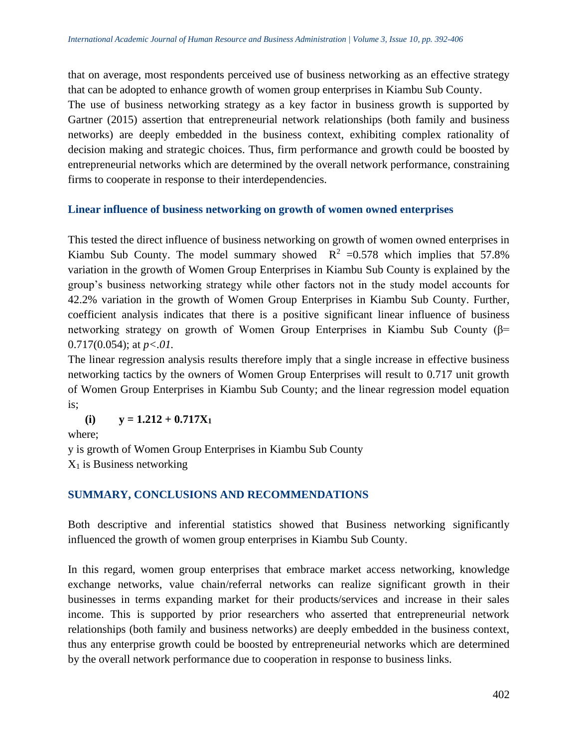that on average, most respondents perceived use of business networking as an effective strategy that can be adopted to enhance growth of women group enterprises in Kiambu Sub County.

The use of business networking strategy as a key factor in business growth is supported by Gartner (2015) assertion that entrepreneurial network relationships (both family and business networks) are deeply embedded in the business context, exhibiting complex rationality of decision making and strategic choices. Thus, firm performance and growth could be boosted by entrepreneurial networks which are determined by the overall network performance, constraining firms to cooperate in response to their interdependencies.

### Linear influence of business networking on growth of women owned enterprises

This tested the direct influence of business networking on growth of women owned enterprises in Kiambu Sub County. The model summary showed $R^2 = 0.578$ which implies that 57.8% variation in the growth of Women Group Enterprises in Kiambu Sub County is explained by the group's business networking strategy while other factors not in the study model accounts for 42.2% variation in the growth of Women Group Enterprises in Kiambu Sub County. Further, coefficient analysis indicates that there is a positive significant linear influence of business networking strategy on growth of Women Group Enterprises in Kiambu Sub County ($\beta = 0.717(0.054)$; at $p<.01$.

The linear regression analysis results therefore imply that a single increase in effective business networking tactics by the owners of Women Group Enterprises will result to 0.717 unit growth of Women Group Enterprises in Kiambu Sub County; and the linear regression model equation is;

**(i)** $$y = 1.212 + 0.717X_1$$

where;

y is growth of Women Group Enterprises in Kiambu Sub County

$X_1$ is Business networking

## SUMMARY, CONCLUSIONS AND RECOMMENDATIONS

Both descriptive and inferential statistics showed that Business networking significantly influenced the growth of women group enterprises in Kiambu Sub County.

In this regard, women group enterprises that embrace market access networking, knowledge exchange networks, value chain/referral networks can realize significant growth in their businesses in terms expanding market for their products/services and increase in their sales income. This is supported by prior researchers who asserted that entrepreneurial network relationships (both family and business networks) are deeply embedded in the business context, thus any enterprise growth could be boosted by entrepreneurial networks which are determined by the overall network performance due to cooperation in response to business links.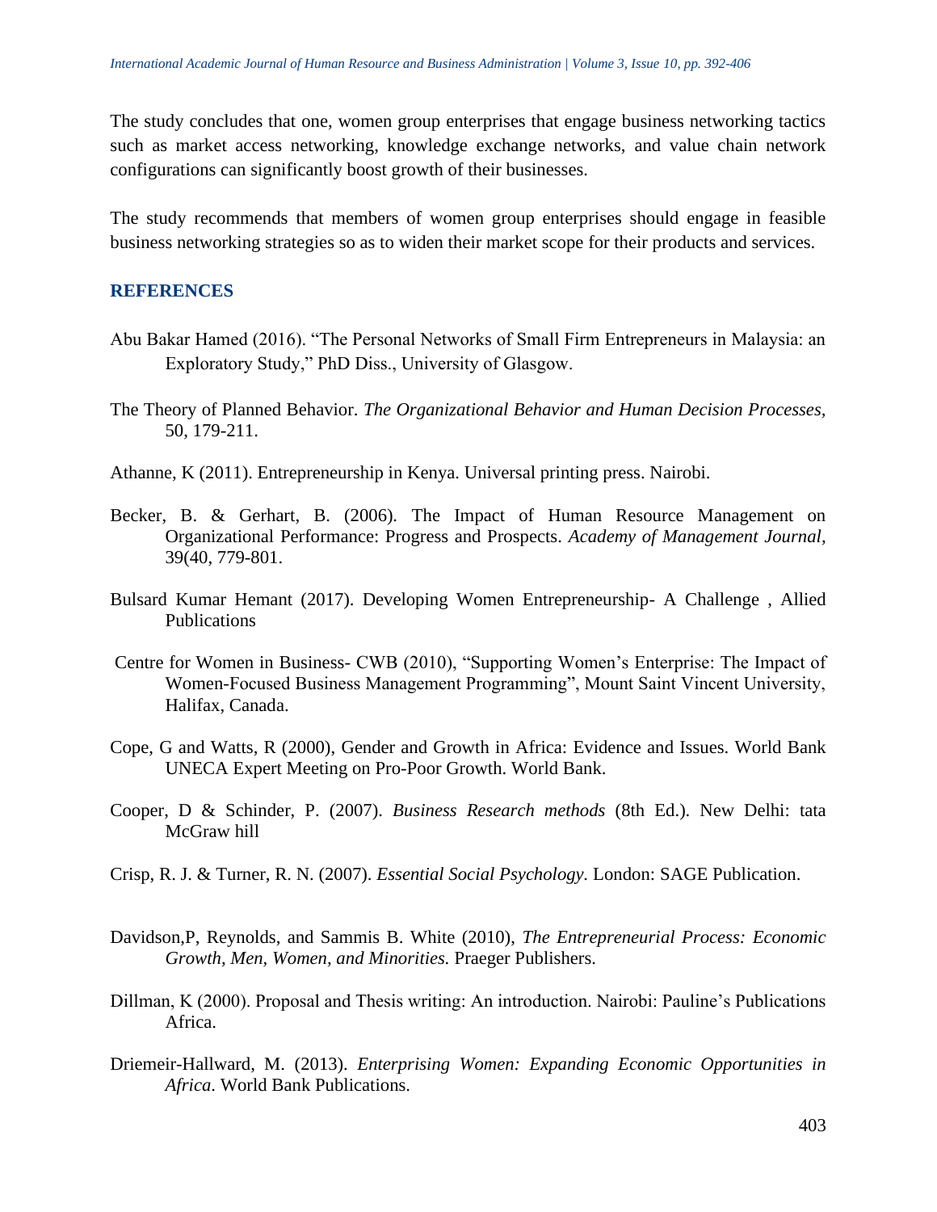The study concludes that one, women group enterprises that engage business networking tactics such as market access networking, knowledge exchange networks, and value chain network configurations can significantly boost growth of their businesses.

The study recommends that members of women group enterprises should engage in feasible business networking strategies so as to widen their market scope for their products and services.

## REFERENCES

Abu Bakar Hamed (2016). "The Personal Networks of Small Firm Entrepreneurs in Malaysia: an Exploratory Study," PhD Diss., University of Glasgow.

The Theory of Planned Behavior. *The Organizational Behavior and Human Decision Processes,* 50, 179-211.

Athanne, K (2011). Entrepreneurship in Kenya. Universal printing press. Nairobi.

Becker, B. & Gerhart, B. (2006). The Impact of Human Resource Management on Organizational Performance: Progress and Prospects. *Academy of Management Journal,* 39(40, 779-801.

Bulsard Kumar Hemant (2017). Developing Women Entrepreneurship- A Challenge , Allied Publications

Centre for Women in Business- CWB (2010), "Supporting Women's Enterprise: The Impact of Women-Focused Business Management Programming", Mount Saint Vincent University, Halifax, Canada.

Cope, G and Watts, R (2000), Gender and Growth in Africa: Evidence and Issues. World Bank UNECA Expert Meeting on Pro-Poor Growth. World Bank.

Cooper, D & Schinder, P. (2007). *Business Research methods* (8th Ed.). New Delhi: tata McGraw hill

Crisp, R. J. & Turner, R. N. (2007). *Essential Social Psychology*. London: SAGE Publication.

Davidson,P, Reynolds, and Sammis B. White (2010), *The Entrepreneurial Process: Economic Growth, Men, Women, and Minorities.* Praeger Publishers.

Dillman, K (2000). Proposal and Thesis writing: An introduction. Nairobi: Pauline's Publications Africa.

Driemeir-Hallward, M. (2013). *Enterprising Women: Expanding Economic Opportunities in Africa*. World Bank Publications.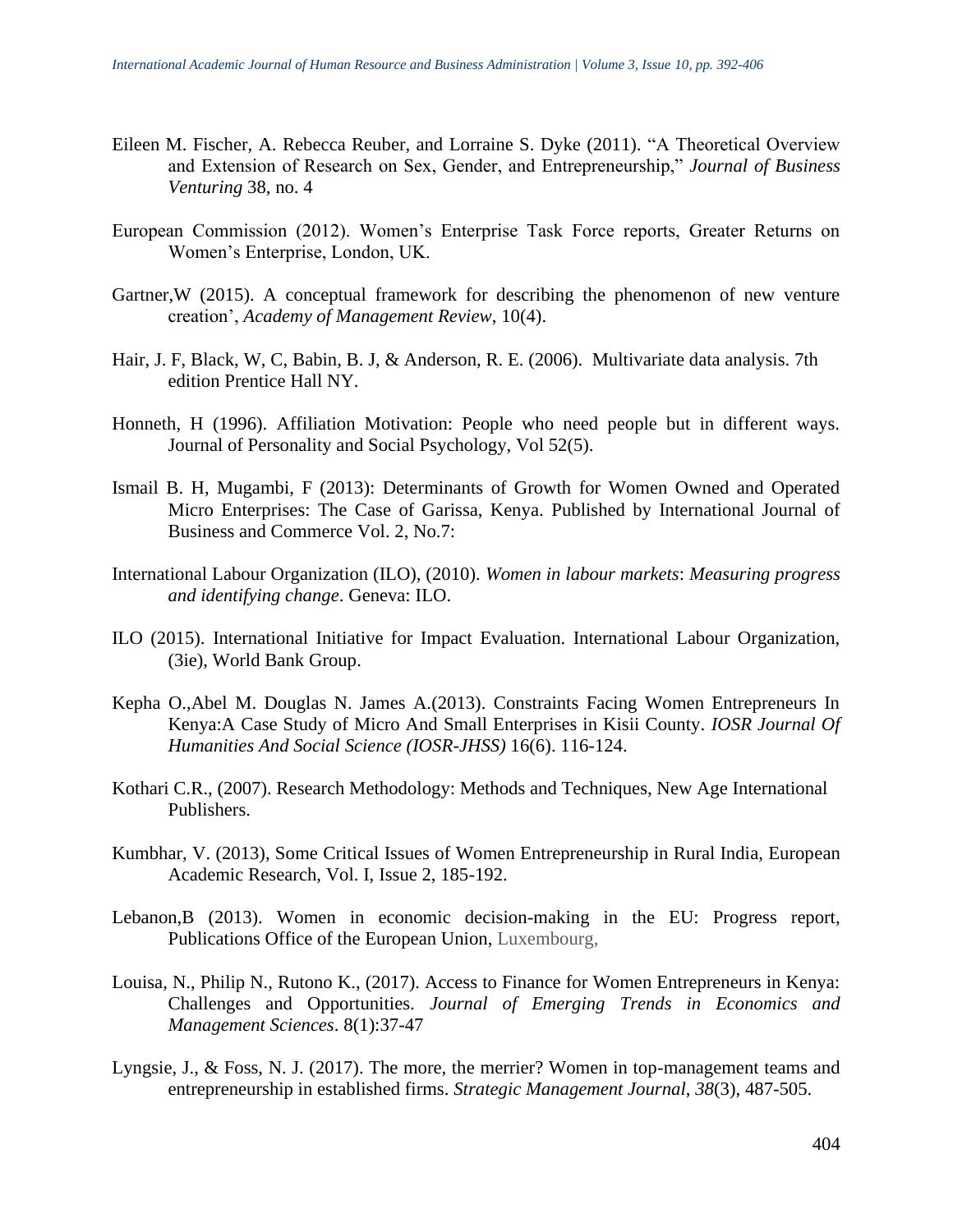Eileen M. Fischer, A. Rebecca Reuber, and Lorraine S. Dyke (2011). "A Theoretical Overview and Extension of Research on Sex, Gender, and Entrepreneurship," *Journal of Business Venturing* 38, no. 4

European Commission (2012). Women's Enterprise Task Force reports, Greater Returns on Women's Enterprise, London, UK.

Gartner,W (2015). A conceptual framework for describing the phenomenon of new venture creation', *Academy of Management Review*, 10(4).

Hair, J. F, Black, W, C, Babin, B. J, & Anderson, R. E. (2006). Multivariate data analysis. 7th edition Prentice Hall NY.

Honneth, H (1996). Affiliation Motivation: People who need people but in different ways. Journal of Personality and Social Psychology, Vol 52(5).

Ismail B. H, Mugambi, F (2013): Determinants of Growth for Women Owned and Operated Micro Enterprises: The Case of Garissa, Kenya. Published by International Journal of Business and Commerce Vol. 2, No.7:

International Labour Organization (ILO), (2010). *Women in labour markets*: *Measuring progress and identifying change*. Geneva: ILO.

ILO (2015). International Initiative for Impact Evaluation. International Labour Organization, (3ie), World Bank Group.

Kepha O.,Abel M. Douglas N. James A.(2013). Constraints Facing Women Entrepreneurs In Kenya:A Case Study of Micro And Small Enterprises in Kisii County. *IOSR Journal Of Humanities And Social Science (IOSR-JHSS)* 16(6). 116-124.

Kothari C.R., (2007). Research Methodology: Methods and Techniques, New Age International Publishers.

Kumbhar, V. (2013), Some Critical Issues of Women Entrepreneurship in Rural India, European Academic Research, Vol. I, Issue 2, 185-192.

Lebanon,B (2013). Women in economic decision-making in the EU: Progress report, Publications Office of the European Union, Luxembourg,

Louisa, N., Philip N., Rutono K., (2017). Access to Finance for Women Entrepreneurs in Kenya: Challenges and Opportunities. *Journal of Emerging Trends in Economics and Management Sciences*. 8(1):37-47

Lyngsie, J., & Foss, N. J. (2017). The more, the merrier? Women in top-management teams and entrepreneurship in established firms. *Strategic Management Journal*, *38*(3), 487-505.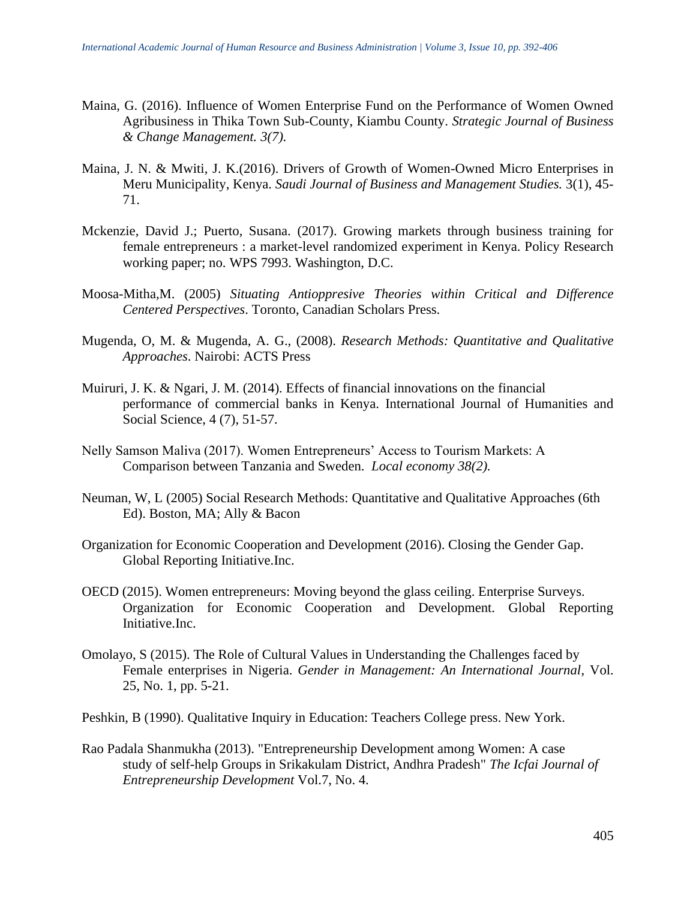Maina, G. (2016). Influence of Women Enterprise Fund on the Performance of Women Owned Agribusiness in Thika Town Sub-County, Kiambu County. *Strategic Journal of Business & Change Management. 3(7).*

Maina, J. N. & Mwiti, J. K.(2016). Drivers of Growth of Women-Owned Micro Enterprises in Meru Municipality, Kenya. *Saudi Journal of Business and Management Studies.* 3(1), 45-71.

Mckenzie, David J.; Puerto, Susana. (2017). Growing markets through business training for female entrepreneurs : a market-level randomized experiment in Kenya. Policy Research working paper; no. WPS 7993. Washington, D.C.

Moosa-Mitha,M. (2005) *Situating Antioppresive Theories within Critical and Difference Centered Perspectives*. Toronto, Canadian Scholars Press.

Mugenda, O, M. & Mugenda, A. G., (2008). *Research Methods: Quantitative and Qualitative Approaches*. Nairobi: ACTS Press

Muiruri, J. K. & Ngari, J. M. (2014). Effects of financial innovations on the financial performance of commercial banks in Kenya. International Journal of Humanities and Social Science, 4 (7), 51-57.

Nelly Samson Maliva (2017). Women Entrepreneurs' Access to Tourism Markets: A Comparison between Tanzania and Sweden. *Local economy 38(2).*

Neuman, W, L (2005) Social Research Methods: Quantitative and Qualitative Approaches (6th Ed). Boston, MA; Ally & Bacon

Organization for Economic Cooperation and Development (2016). Closing the Gender Gap. Global Reporting Initiative.Inc.

OECD (2015). Women entrepreneurs: Moving beyond the glass ceiling. Enterprise Surveys. Organization for Economic Cooperation and Development. Global Reporting Initiative.Inc.

Omolayo, S (2015). The Role of Cultural Values in Understanding the Challenges faced by Female enterprises in Nigeria. *Gender in Management: An International Journal*, Vol. 25, No. 1, pp. 5-21.

Peshkin, B (1990). Qualitative Inquiry in Education: Teachers College press. New York.

Rao Padala Shanmukha (2013). "Entrepreneurship Development among Women: A case study of self-help Groups in Srikakulam District, Andhra Pradesh" *The Icfai Journal of Entrepreneurship Development* Vol.7, No. 4.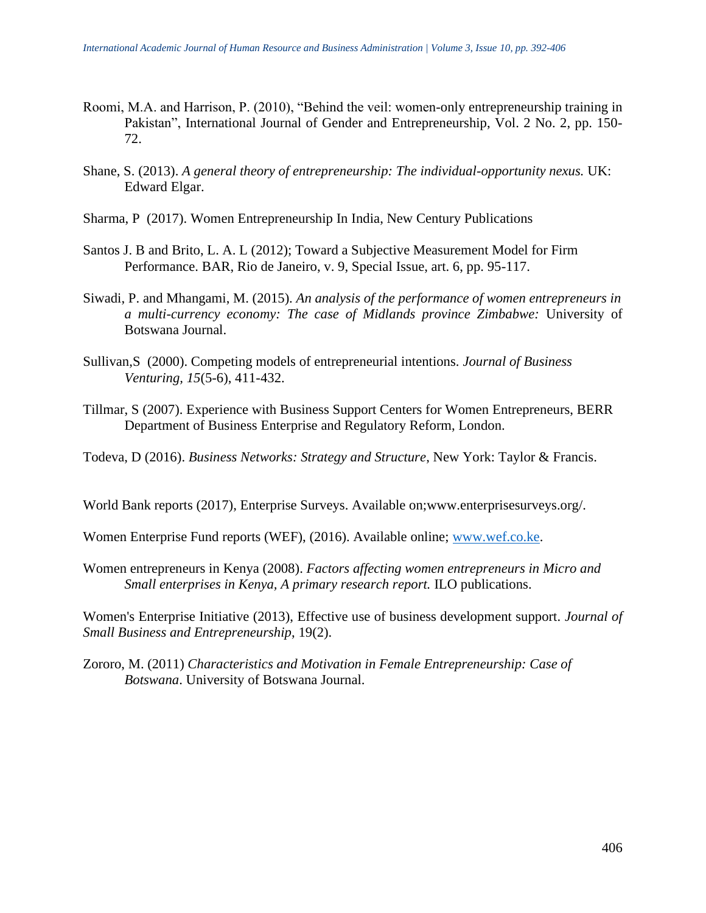Roomi, M.A. and Harrison, P. (2010), "Behind the veil: women-only entrepreneurship training in Pakistan", International Journal of Gender and Entrepreneurship, Vol. 2 No. 2, pp. 150-72.

Shane, S. (2013). *A general theory of entrepreneurship: The individual-opportunity nexus.* UK: Edward Elgar.

Sharma, P (2017). Women Entrepreneurship In India, New Century Publications

Santos J. B and Brito, L. A. L (2012); Toward a Subjective Measurement Model for Firm Performance. BAR, Rio de Janeiro, v. 9, Special Issue, art. 6, pp. 95-117.

Siwadi, P. and Mhangami, M. (2015). *An analysis of the performance of women entrepreneurs in a multi-currency economy: The case of Midlands province Zimbabwe:* University of Botswana Journal.

Sullivan,S (2000). Competing models of entrepreneurial intentions. *Journal of Business Venturing*, *15*(5-6), 411-432.

Tillmar, S (2007). Experience with Business Support Centers for Women Entrepreneurs, BERR Department of Business Enterprise and Regulatory Reform, London.

Todeva, D (2016). *Business Networks: Strategy and Structure*, New York: Taylor & Francis.

World Bank reports (2017), Enterprise Surveys. Available on;www.enterprisesurveys.org/.

Women Enterprise Fund reports (WEF), (2016). Available online; [www.wef.co.ke](www.wef.co.ke).

Women entrepreneurs in Kenya (2008). *Factors affecting women entrepreneurs in Micro and Small enterprises in Kenya, A primary research report.* ILO publications.

Women's Enterprise Initiative (2013), Effective use of business development support. *Journal of Small Business and Entrepreneurship*, 19(2).

Zororo, M. (2011) *Characteristics and Motivation in Female Entrepreneurship: Case of Botswana*. University of Botswana Journal.